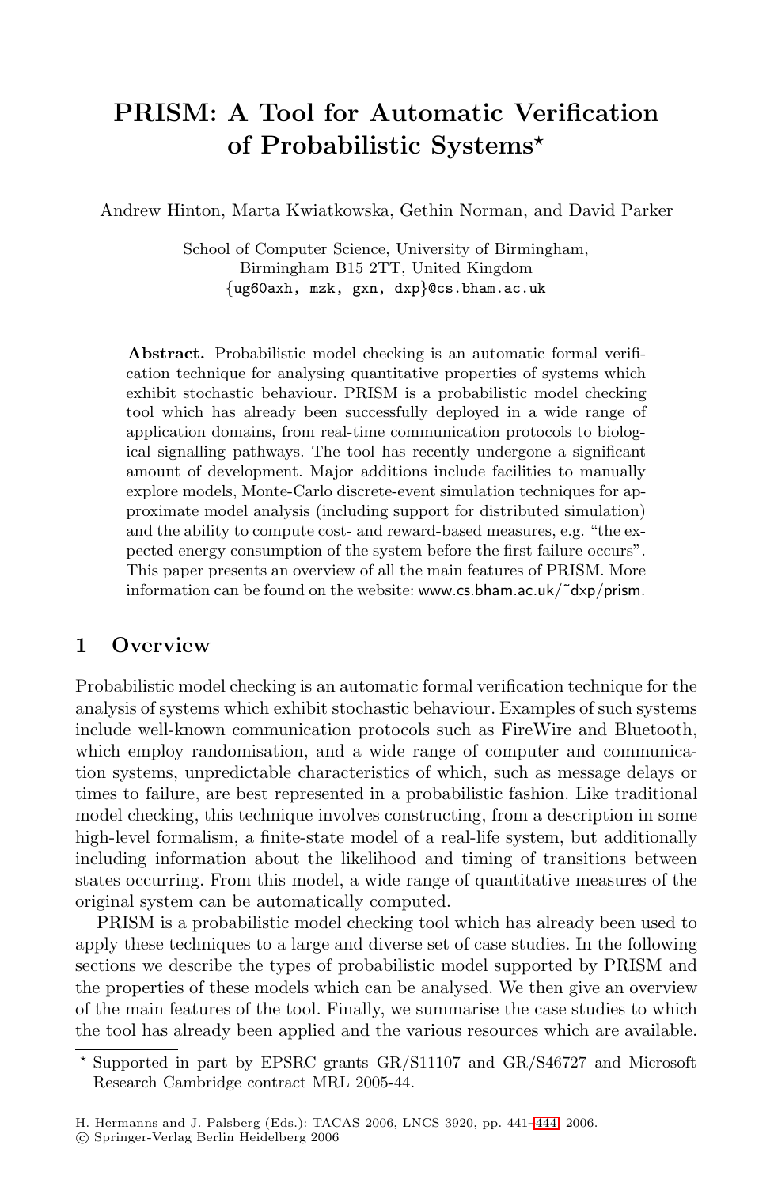# PRISM: A Tool for Automatic Verification of Probabilistic Systems*

Andrew Hinton, Marta Kwiatkowska, Gethin Norman, and David Parker

School of Computer Science, University of Birmingham,
Birmingham B15 2TT, United Kingdom
{ug60axh, mzk, gxn, dxp}@cs.bham.ac.uk

**Abstract.** Probabilistic model checking is an automatic formal verification technique for analysing quantitative properties of systems which exhibit stochastic behaviour. PRISM is a probabilistic model checking tool which has already been successfully deployed in a wide range of application domains, from real-time communication protocols to biological signalling pathways. The tool has recently undergone a significant amount of development. Major additions include facilities to manually explore models, Monte-Carlo discrete-event simulation techniques for approximate model analysis (including support for distributed simulation) and the ability to compute cost- and reward-based measures, e.g. "the expected energy consumption of the system before the first failure occurs". This paper presents an overview of all the main features of PRISM. More information can be found on the website: www.cs.bham.ac.uk/~dxp/prism.

## 1 Overview

Probabilistic model checking is an automatic formal verification technique for the analysis of systems which exhibit stochastic behaviour. Examples of such systems include well-known communication protocols such as FireWire and Bluetooth, which employ randomisation, and a wide range of computer and communication systems, unpredictable characteristics of which, such as message delays or times to failure, are best represented in a probabilistic fashion. Like traditional model checking, this technique involves constructing, from a description in some high-level formalism, a finite-state model of a real-life system, but additionally including information about the likelihood and timing of transitions between states occurring. From this model, a wide range of quantitative measures of the original system can be automatically computed.

PRISM is a probabilistic model checking tool which has already been used to apply these techniques to a large and diverse set of case studies. In the following sections we describe the types of probabilistic model supported by PRISM and the properties of these models which can be analysed. We then give an overview of the main features of the tool. Finally, we summarise the case studies to which the tool has already been applied and the various resources which are available.

* Supported in part by EPSRC grants GR/S11107 and GR/S46727 and Microsoft Research Cambridge contract MRL 2005-44.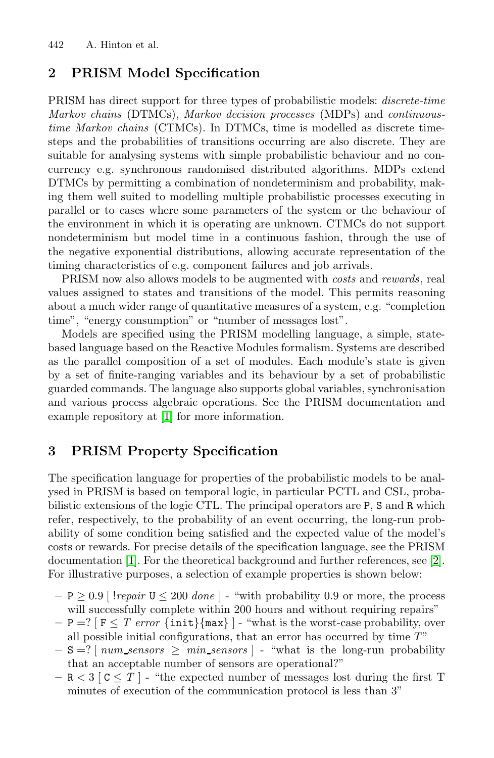## 2 PRISM Model Specification

PRISM has direct support for three types of probabilistic models: *discrete-time Markov chains* (DTMCs), *Markov decision processes* (MDPs) and *continuous-time Markov chains* (CTMCs). In DTMCs, time is modelled as discrete time-steps and the probabilities of transitions occurring are also discrete. They are suitable for analysing systems with simple probabilistic behaviour and no concurrency e.g. synchronous randomised distributed algorithms. MDPs extend DTMCs by permitting a combination of nondeterminism and probability, making them well suited to modelling multiple probabilistic processes executing in parallel or to cases where some parameters of the system or the behaviour of the environment in which it is operating are unknown. CTMCs do not support nondeterminism but model time in a continuous fashion, through the use of the negative exponential distributions, allowing accurate representation of the timing characteristics of e.g. component failures and job arrivals.

PRISM now also allows models to be augmented with *costs* and *rewards*, real values assigned to states and transitions of the model. This permits reasoning about a much wider range of quantitative measures of a system, e.g. "completion time", "energy consumption" or "number of messages lost".

Models are specified using the PRISM modelling language, a simple, state-based language based on the Reactive Modules formalism. Systems are described as the parallel composition of a set of modules. Each module's state is given by a set of finite-ranging variables and its behaviour by a set of probabilistic guarded commands. The language also supports global variables, synchronisation and various process algebraic operations. See the PRISM documentation and example repository at [1] for more information.

## 3 PRISM Property Specification

The specification language for properties of the probabilistic models to be analysed in PRISM is based on temporal logic, in particular PCTL and CSL, probabilistic extensions of the logic CTL. The principal operators are P, S and R which refer, respectively, to the probability of an event occurring, the long-run probability of some condition being satisfied and the expected value of the model's costs or rewards. For precise details of the specification language, see the PRISM documentation [1]. For the theoretical background and further references, see [2]. For illustrative purposes, a selection of example properties is shown below:

- $\mathtt{P} \geq 0.9$ [ $!repair$ $\mathtt{U} \leq 200$ $done$ ] - "with probability 0.9 or more, the process will successfully complete within 200 hours and without requiring repairs"
- $\mathtt{P} =?$ [ $\mathtt{F} \leq T$ $error$ $\{\mathtt{init}\}\{\mathtt{max}\}$ ] - "what is the worst-case probability, over all possible initial configurations, that an error has occurred by time $T$"
- $\mathtt{S} =?$ [ $num\_sensors \geq min\_sensors$ ] - "what is the long-run probability that an acceptable number of sensors are operational?"
- $\mathtt{R} < 3$ [ $\mathtt{C} \leq T$ ] - "the expected number of messages lost during the first T minutes of execution of the communication protocol is less than 3"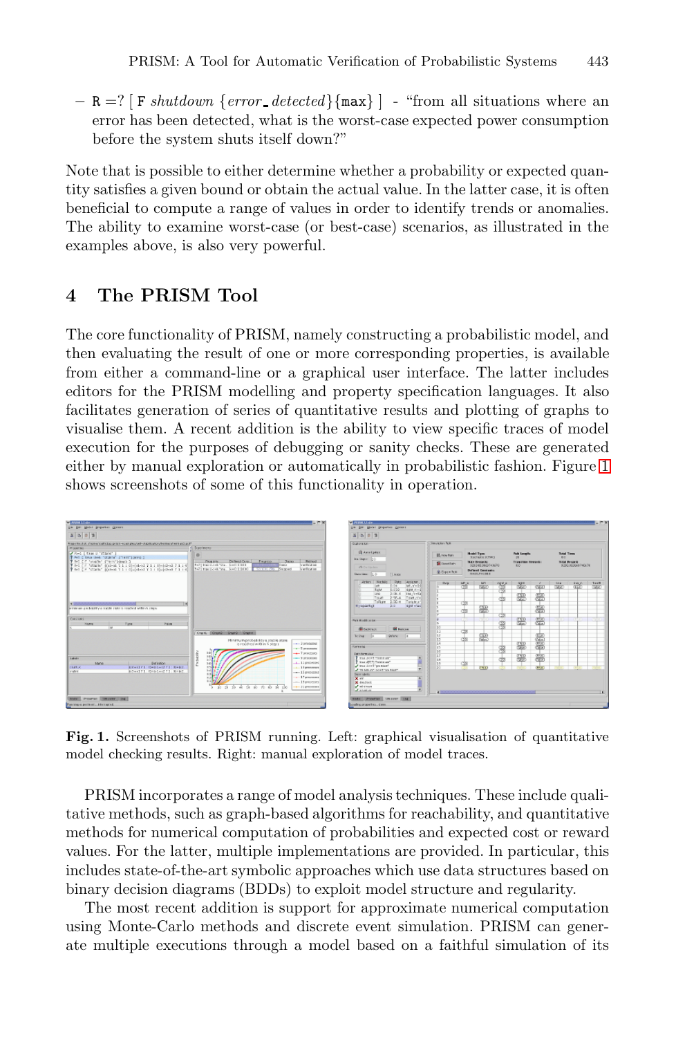- R =? [ F *shutdown* {*error_detected*}{max} ] - "from all situations where an error has been detected, what is the worst-case expected power consumption before the system shuts itself down?"

Note that is possible to either determine whether a probability or expected quantity satisfies a given bound or obtain the actual value. In the latter case, it is often beneficial to compute a range of values in order to identify trends or anomalies. The ability to examine worst-case (or best-case) scenarios, as illustrated in the examples above, is also very powerful.

## 4 The PRISM Tool

The core functionality of PRISM, namely constructing a probabilistic model, and then evaluating the result of one or more corresponding properties, is available from either a command-line or a graphical user interface. The latter includes editors for the PRISM modelling and property specification languages. It also facilitates generation of series of quantitative results and plotting of graphs to visualise them. A recent addition is the ability to view specific traces of model execution for the purposes of debugging or sanity checks. These are generated either by manual exploration or automatically in probabilistic fashion. Figure 1 shows screenshots of some of this functionality in operation.

**Fig. 1.** Screenshots of PRISM running. Left: graphical visualisation of quantitative model checking results. Right: manual exploration of model traces.

PRISM incorporates a range of model analysis techniques. These include qualitative methods, such as graph-based algorithms for reachability, and quantitative methods for numerical computation of probabilities and expected cost or reward values. For the latter, multiple implementations are provided. In particular, this includes state-of-the-art symbolic approaches which use data structures based on binary decision diagrams (BDDs) to exploit model structure and regularity.

The most recent addition is support for approximate numerical computation using Monte-Carlo methods and discrete event simulation. PRISM can generate multiple executions through a model based on a faithful simulation of its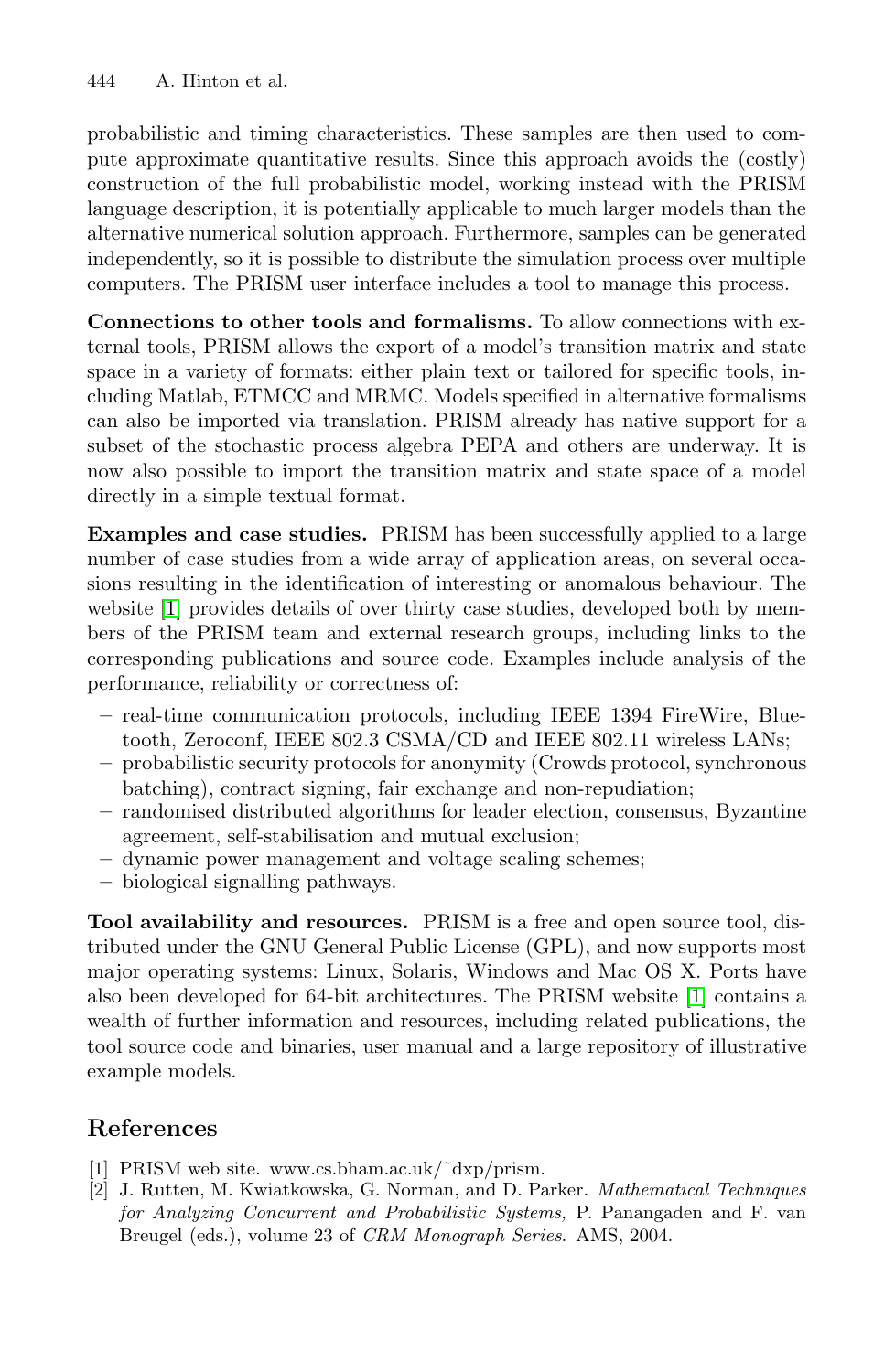probabilistic and timing characteristics. These samples are then used to compute approximate quantitative results. Since this approach avoids the (costly) construction of the full probabilistic model, working instead with the PRISM language description, it is potentially applicable to much larger models than the alternative numerical solution approach. Furthermore, samples can be generated independently, so it is possible to distribute the simulation process over multiple computers. The PRISM user interface includes a tool to manage this process.

**Connections to other tools and formalisms.** To allow connections with external tools, PRISM allows the export of a model's transition matrix and state space in a variety of formats: either plain text or tailored for specific tools, including Matlab, ETMCC and MRMC. Models specified in alternative formalisms can also be imported via translation. PRISM already has native support for a subset of the stochastic process algebra PEPA and others are underway. It is now also possible to import the transition matrix and state space of a model directly in a simple textual format.

**Examples and case studies.** PRISM has been successfully applied to a large number of case studies from a wide array of application areas, on several occasions resulting in the identification of interesting or anomalous behaviour. The website [1] provides details of over thirty case studies, developed both by members of the PRISM team and external research groups, including links to the corresponding publications and source code. Examples include analysis of the performance, reliability or correctness of:

- real-time communication protocols, including IEEE 1394 FireWire, Bluetooth, Zeroconf, IEEE 802.3 CSMA/CD and IEEE 802.11 wireless LANs;
- probabilistic security protocols for anonymity (Crowds protocol, synchronous batching), contract signing, fair exchange and non-repudiation;
- randomised distributed algorithms for leader election, consensus, Byzantine agreement, self-stabilisation and mutual exclusion;
- dynamic power management and voltage scaling schemes;
- biological signalling pathways.

**Tool availability and resources.** PRISM is a free and open source tool, distributed under the GNU General Public License (GPL), and now supports most major operating systems: Linux, Solaris, Windows and Mac OS X. Ports have also been developed for 64-bit architectures. The PRISM website [1] contains a wealth of further information and resources, including related publications, the tool source code and binaries, user manual and a large repository of illustrative example models.

## References

[1] PRISM web site. www.cs.bham.ac.uk/~dxp/prism.

[2] J. Rutten, M. Kwiatkowska, G. Norman, and D. Parker. *Mathematical Techniques for Analyzing Concurrent and Probabilistic Systems,* P. Panangaden and F. van Breugel (eds.), volume 23 of *CRM Monograph Series*. AMS, 2004.